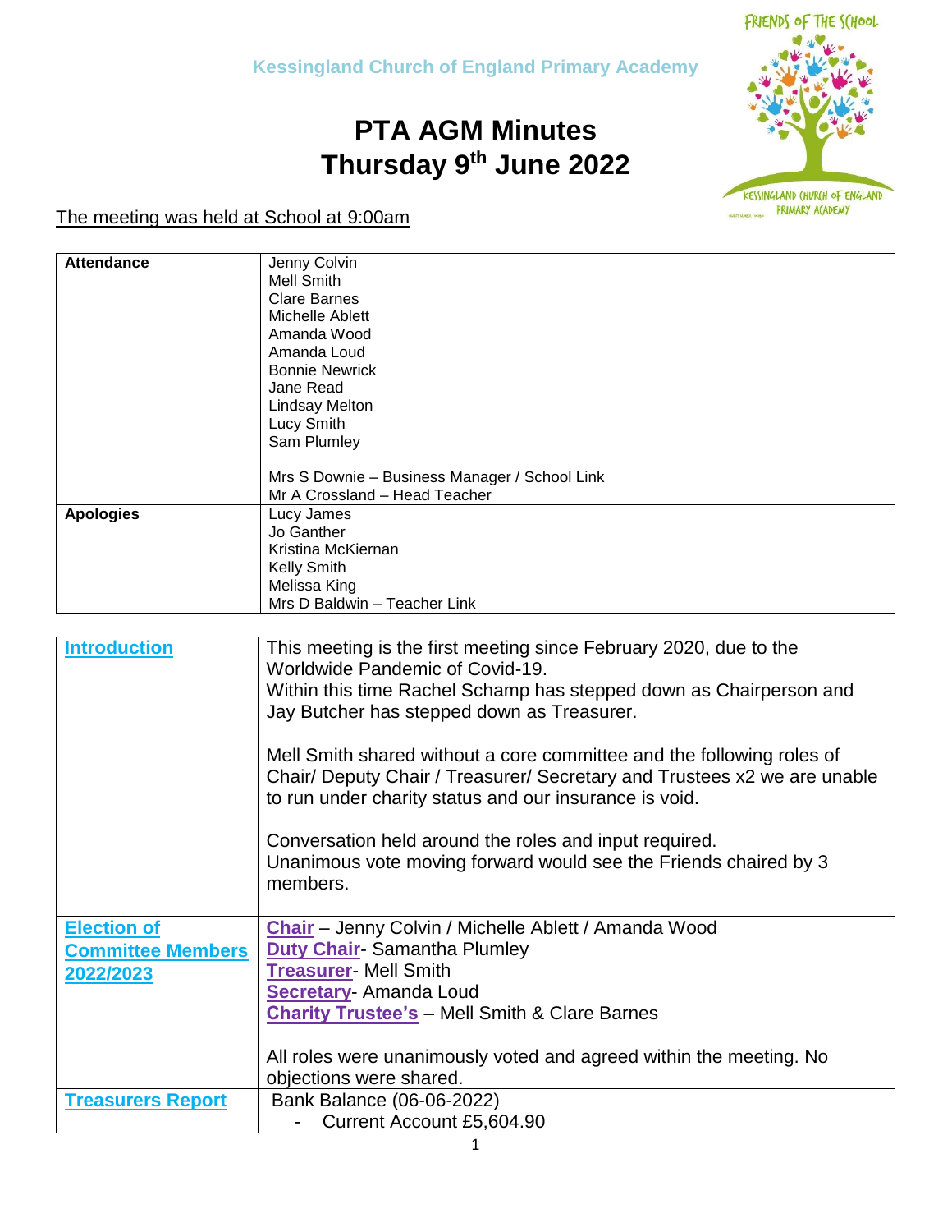Kessingland Church of England Primary Academy

# PTA AGM Minutes
# Thursday 9th June 2022

The meeting was held at School at 9:00am

| | |
|---|---|
| **Attendance** | Jenny Colvin<br>Mell Smith<br>Clare Barnes<br>Michelle Ablett<br>Amanda Wood<br>Amanda Loud<br>Bonnie Newrick<br>Jane Read<br>Lindsay Melton<br>Lucy Smith<br>Sam Plumley<br><br>Mrs S Downie – Business Manager / School Link<br>Mr A Crossland – Head Teacher |
| **Apologies** | Lucy James<br>Jo Ganther<br>Kristina McKiernan<br>Kelly Smith<br>Melissa King<br>Mrs D Baldwin – Teacher Link |

| | |
|---|---|
| **Introduction** | This meeting is the first meeting since February 2020, due to the Worldwide Pandemic of Covid-19.<br>Within this time Rachel Schamp has stepped down as Chairperson and Jay Butcher has stepped down as Treasurer.<br><br>Mell Smith shared without a core committee and the following roles of Chair/ Deputy Chair / Treasurer/ Secretary and Trustees x2 we are unable to run under charity status and our insurance is void.<br><br>Conversation held around the roles and input required.<br>Unanimous vote moving forward would see the Friends chaired by 3 members. |
| **Election of Committee Members 2022/2023** | **Chair** – Jenny Colvin / Michelle Ablett / Amanda Wood<br>**Duty Chair**- Samantha Plumley<br>**Treasurer**- Mell Smith<br>**Secretary**- Amanda Loud<br>**Charity Trustee's** – Mell Smith & Clare Barnes<br><br>All roles were unanimously voted and agreed within the meeting. No objections were shared. |
| **Treasurers Report** | Bank Balance (06-06-2022)<br>- Current Account £5,604.90 |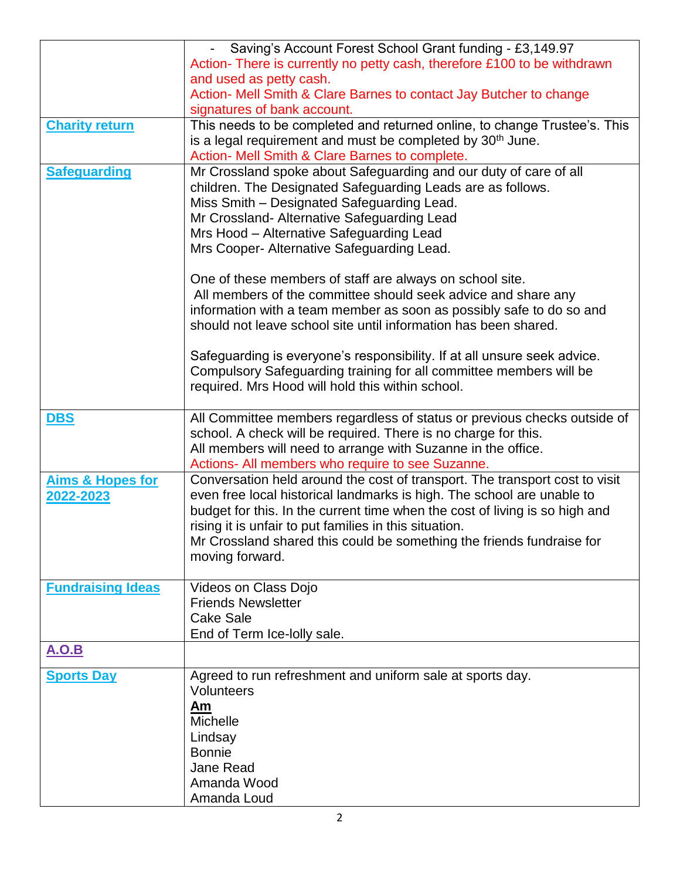| | |
|---|---|
| | - Saving's Account Forest School Grant funding - £3,149.97<br>Action- There is currently no petty cash, therefore £100 to be withdrawn and used as petty cash.<br>Action- Mell Smith & Clare Barnes to contact Jay Butcher to change signatures of bank account. |
| **Charity return** | This needs to be completed and returned online, to change Trustee's. This is a legal requirement and must be completed by 30th June.<br>Action- Mell Smith & Clare Barnes to complete. |
| **Safeguarding** | Mr Crossland spoke about Safeguarding and our duty of care of all children. The Designated Safeguarding Leads are as follows.<br>Miss Smith – Designated Safeguarding Lead.<br>Mr Crossland- Alternative Safeguarding Lead<br>Mrs Hood – Alternative Safeguarding Lead<br>Mrs Cooper- Alternative Safeguarding Lead.<br><br>One of these members of staff are always on school site.<br>All members of the committee should seek advice and share any information with a team member as soon as possibly safe to do so and should not leave school site until information has been shared.<br><br>Safeguarding is everyone's responsibility. If at all unsure seek advice. Compulsory Safeguarding training for all committee members will be required. Mrs Hood will hold this within school. |
| **DBS** | All Committee members regardless of status or previous checks outside of school. A check will be required. There is no charge for this.<br>All members will need to arrange with Suzanne in the office.<br>Actions- All members who require to see Suzanne. |
| **Aims & Hopes for 2022-2023** | Conversation held around the cost of transport. The transport cost to visit even free local historical landmarks is high. The school are unable to budget for this. In the current time when the cost of living is so high and rising it is unfair to put families in this situation.<br>Mr Crossland shared this could be something the friends fundraise for moving forward. |
| **Fundraising Ideas** | Videos on Class Dojo<br>Friends Newsletter<br>Cake Sale<br>End of Term Ice-lolly sale. |
| **A.O.B** | |
| **Sports Day** | Agreed to run refreshment and uniform sale at sports day.<br>Volunteers<br>**Am**<br>Michelle<br>Lindsay<br>Bonnie<br>Jane Read<br>Amanda Wood<br>Amanda Loud |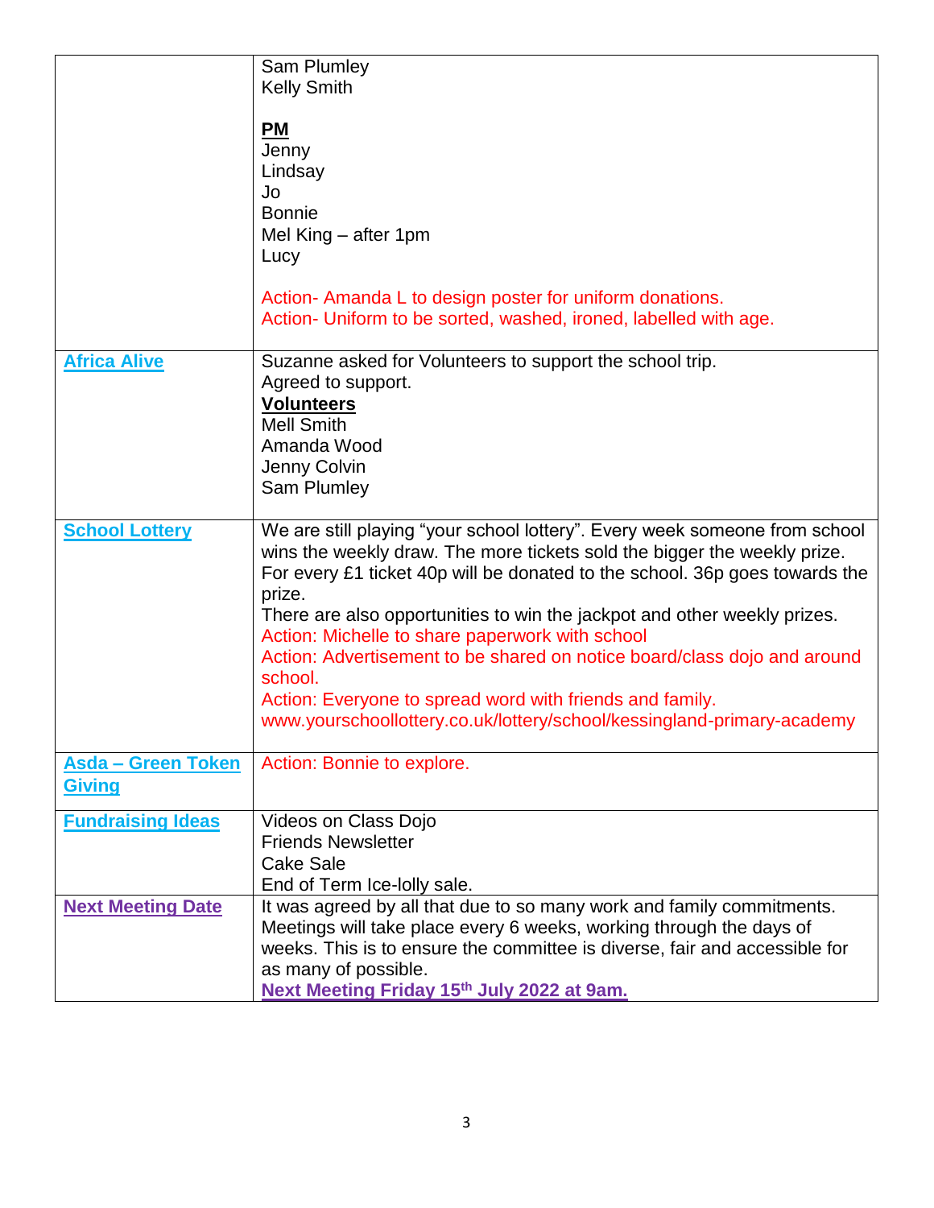| | |
|---|---|
| | Sam Plumley<br>Kelly Smith<br><br>**PM**<br>Jenny<br>Lindsay<br>Jo<br>Bonnie<br>Mel King – after 1pm<br>Lucy<br><br>Action- Amanda L to design poster for uniform donations.<br>Action- Uniform to be sorted, washed, ironed, labelled with age. |
| **Africa Alive** | Suzanne asked for Volunteers to support the school trip.<br>Agreed to support.<br>**Volunteers**<br>Mell Smith<br>Amanda Wood<br>Jenny Colvin<br>Sam Plumley |
| **School Lottery** | We are still playing "your school lottery". Every week someone from school wins the weekly draw. The more tickets sold the bigger the weekly prize. For every £1 ticket 40p will be donated to the school. 36p goes towards the prize.<br>There are also opportunities to win the jackpot and other weekly prizes.<br>Action: Michelle to share paperwork with school<br>Action: Advertisement to be shared on notice board/class dojo and around school.<br>Action: Everyone to spread word with friends and family.<br>www.yourschoollottery.co.uk/lottery/school/kessingland-primary-academy |
| **Asda – Green Token Giving** | Action: Bonnie to explore. |
| **Fundraising Ideas** | Videos on Class Dojo<br>Friends Newsletter<br>Cake Sale<br>End of Term Ice-lolly sale. |
| **Next Meeting Date** | It was agreed by all that due to so many work and family commitments. Meetings will take place every 6 weeks, working through the days of weeks. This is to ensure the committee is diverse, fair and accessible for as many of possible.<br>**Next Meeting Friday 15th July 2022 at 9am.** |